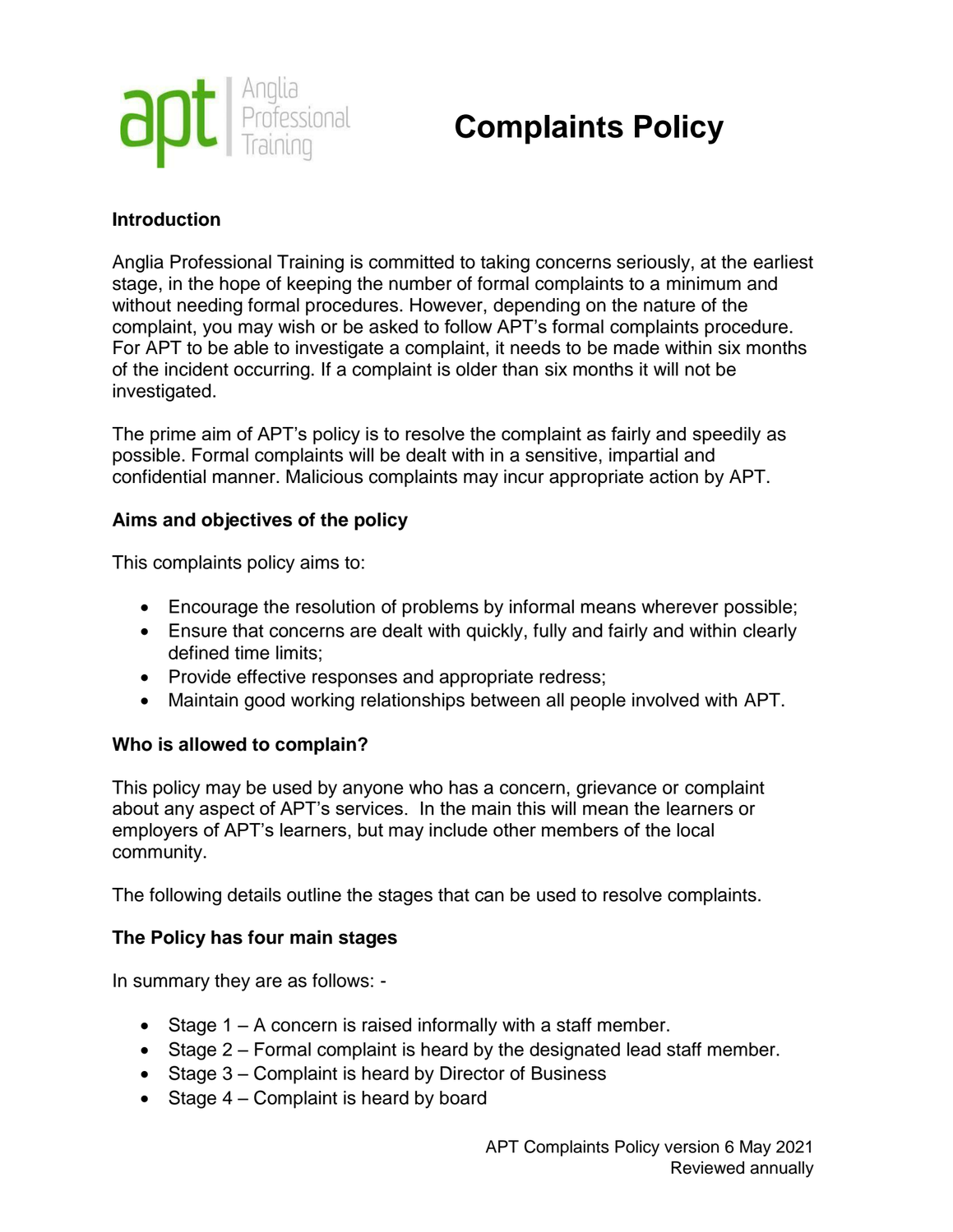# Complaints Policy

## Introduction

Anglia Professional Training is committed to taking concerns seriously, at the earliest stage, in the hope of keeping the number of formal complaints to a minimum and without needing formal procedures. However, depending on the nature of the complaint, you may wish or be asked to follow APT's formal complaints procedure. For APT to be able to investigate a complaint, it needs to be made within six months of the incident occurring. If a complaint is older than six months it will not be investigated.

The prime aim of APT's policy is to resolve the complaint as fairly and speedily as possible. Formal complaints will be dealt with in a sensitive, impartial and confidential manner. Malicious complaints may incur appropriate action by APT.

## Aims and objectives of the policy

This complaints policy aims to:

- Encourage the resolution of problems by informal means wherever possible;
- Ensure that concerns are dealt with quickly, fully and fairly and within clearly defined time limits;
- Provide effective responses and appropriate redress;
- Maintain good working relationships between all people involved with APT.

## Who is allowed to complain?

This policy may be used by anyone who has a concern, grievance or complaint about any aspect of APT's services. In the main this will mean the learners or employers of APT's learners, but may include other members of the local community.

The following details outline the stages that can be used to resolve complaints.

## The Policy has four main stages

In summary they are as follows: -

- Stage 1 – A concern is raised informally with a staff member.
- Stage 2 – Formal complaint is heard by the designated lead staff member.
- Stage 3 – Complaint is heard by Director of Business
- Stage 4 – Complaint is heard by board

APT Complaints Policy version 6 May 2021
Reviewed annually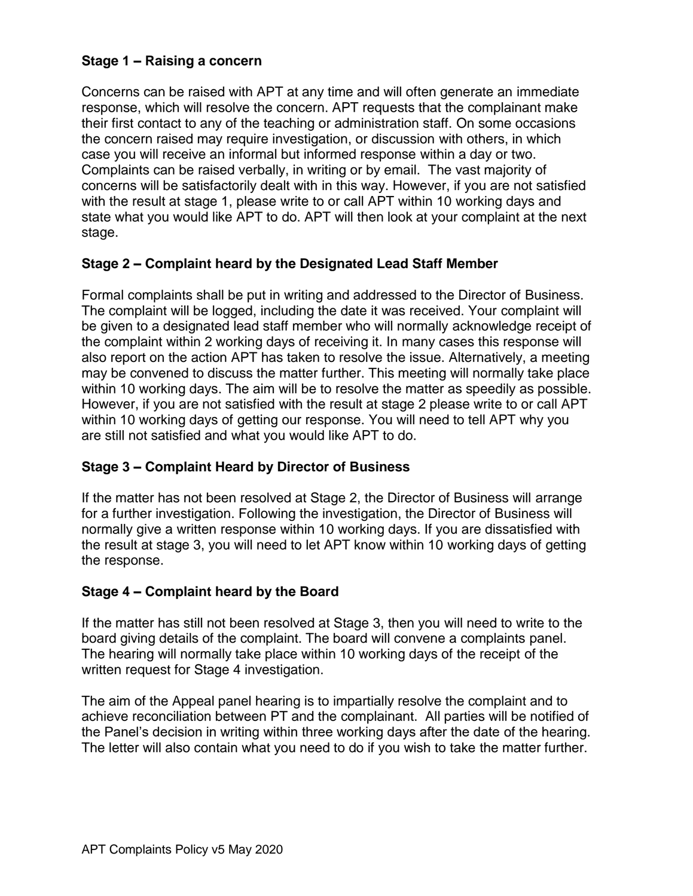### Stage 1 – Raising a concern

Concerns can be raised with APT at any time and will often generate an immediate response, which will resolve the concern. APT requests that the complainant make their first contact to any of the teaching or administration staff. On some occasions the concern raised may require investigation, or discussion with others, in which case you will receive an informal but informed response within a day or two. Complaints can be raised verbally, in writing or by email. The vast majority of concerns will be satisfactorily dealt with in this way. However, if you are not satisfied with the result at stage 1, please write to or call APT within 10 working days and state what you would like APT to do. APT will then look at your complaint at the next stage.

### Stage 2 – Complaint heard by the Designated Lead Staff Member

Formal complaints shall be put in writing and addressed to the Director of Business. The complaint will be logged, including the date it was received. Your complaint will be given to a designated lead staff member who will normally acknowledge receipt of the complaint within 2 working days of receiving it. In many cases this response will also report on the action APT has taken to resolve the issue. Alternatively, a meeting may be convened to discuss the matter further. This meeting will normally take place within 10 working days. The aim will be to resolve the matter as speedily as possible. However, if you are not satisfied with the result at stage 2 please write to or call APT within 10 working days of getting our response. You will need to tell APT why you are still not satisfied and what you would like APT to do.

### Stage 3 – Complaint Heard by Director of Business

If the matter has not been resolved at Stage 2, the Director of Business will arrange for a further investigation. Following the investigation, the Director of Business will normally give a written response within 10 working days. If you are dissatisfied with the result at stage 3, you will need to let APT know within 10 working days of getting the response.

### Stage 4 – Complaint heard by the Board

If the matter has still not been resolved at Stage 3, then you will need to write to the board giving details of the complaint. The board will convene a complaints panel. The hearing will normally take place within 10 working days of the receipt of the written request for Stage 4 investigation.

The aim of the Appeal panel hearing is to impartially resolve the complaint and to achieve reconciliation between PT and the complainant. All parties will be notified of the Panel's decision in writing within three working days after the date of the hearing. The letter will also contain what you need to do if you wish to take the matter further.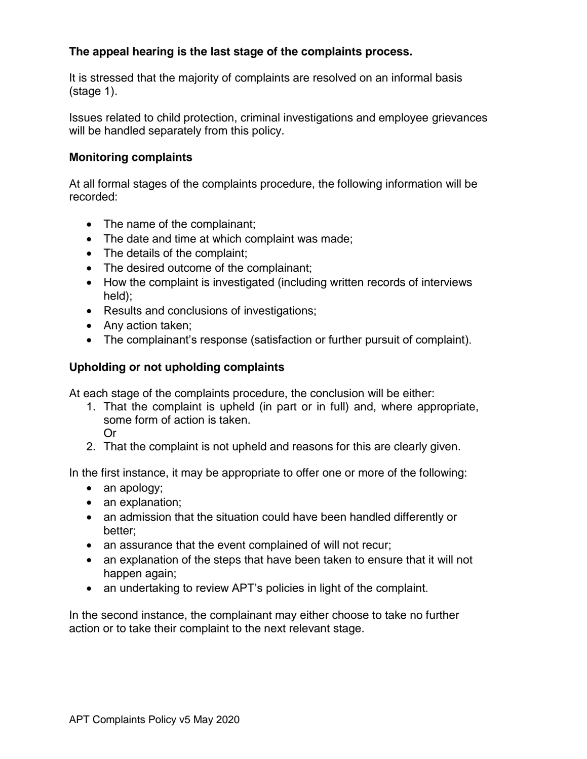**The appeal hearing is the last stage of the complaints process.**

It is stressed that the majority of complaints are resolved on an informal basis (stage 1).

Issues related to child protection, criminal investigations and employee grievances will be handled separately from this policy.

## Monitoring complaints

At all formal stages of the complaints procedure, the following information will be recorded:

- The name of the complainant;
- The date and time at which complaint was made;
- The details of the complaint;
- The desired outcome of the complainant;
- How the complaint is investigated (including written records of interviews held);
- Results and conclusions of investigations;
- Any action taken;
- The complainant's response (satisfaction or further pursuit of complaint).

## Upholding or not upholding complaints

At each stage of the complaints procedure, the conclusion will be either:

1. That the complaint is upheld (in part or in full) and, where appropriate, some form of action is taken.
   Or
2. That the complaint is not upheld and reasons for this are clearly given.

In the first instance, it may be appropriate to offer one or more of the following:

- an apology;
- an explanation;
- an admission that the situation could have been handled differently or better;
- an assurance that the event complained of will not recur;
- an explanation of the steps that have been taken to ensure that it will not happen again;
- an undertaking to review APT's policies in light of the complaint.

In the second instance, the complainant may either choose to take no further action or to take their complaint to the next relevant stage.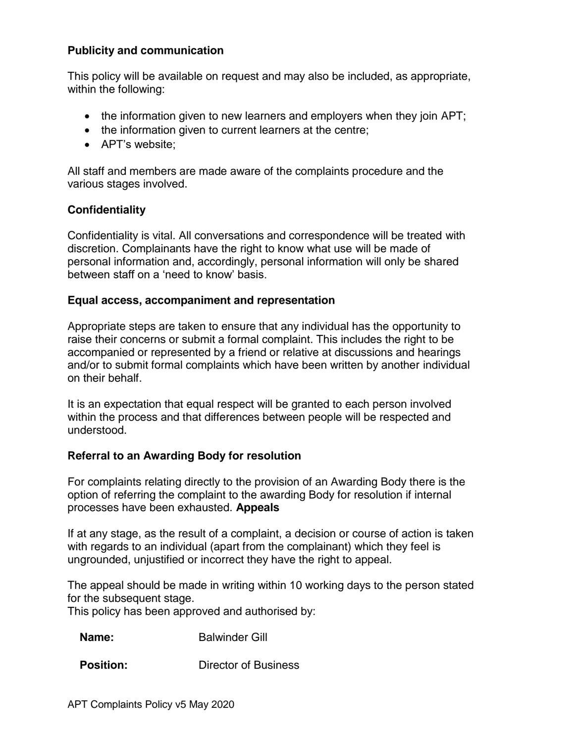**Publicity and communication**

This policy will be available on request and may also be included, as appropriate, within the following:

- the information given to new learners and employers when they join APT;
- the information given to current learners at the centre;
- APT's website;

All staff and members are made aware of the complaints procedure and the various stages involved.

**Confidentiality**

Confidentiality is vital. All conversations and correspondence will be treated with discretion. Complainants have the right to know what use will be made of personal information and, accordingly, personal information will only be shared between staff on a 'need to know' basis.

**Equal access, accompaniment and representation**

Appropriate steps are taken to ensure that any individual has the opportunity to raise their concerns or submit a formal complaint. This includes the right to be accompanied or represented by a friend or relative at discussions and hearings and/or to submit formal complaints which have been written by another individual on their behalf.

It is an expectation that equal respect will be granted to each person involved within the process and that differences between people will be respected and understood.

**Referral to an Awarding Body for resolution**

For complaints relating directly to the provision of an Awarding Body there is the option of referring the complaint to the awarding Body for resolution if internal processes have been exhausted.

**Appeals**

If at any stage, as the result of a complaint, a decision or course of action is taken with regards to an individual (apart from the complainant) which they feel is ungrounded, unjustified or incorrect they have the right to appeal.

The appeal should be made in writing within 10 working days to the person stated for the subsequent stage.

This policy has been approved and authorised by:

**Name:** Balwinder Gill

**Position:** Director of Business

APT Complaints Policy v5 May 2020